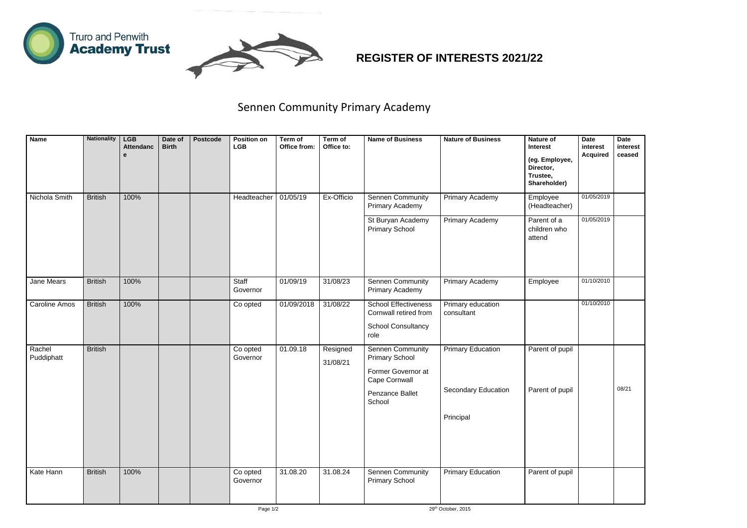Truro and Penwith **Academy Trust**

## REGISTER OF INTERESTS 2021/22

# Sennen Community Primary Academy

| Name | Nationality | LGB Attendance | Date of Birth | Postcode | Position on LGB | Term of Office from: | Term of Office to: | Name of Business | Nature of Business | Nature of Interest (eg. Employee, Director, Trustee, Shareholder) | Date interest Acquired | Date interest ceased |
|---|---|---|---|---|---|---|---|---|---|---|---|---|
| Nichola Smith | British | 100% | | | Headteacher | 01/05/19 | Ex-Officio | Sennen Community Primary Academy | Primary Academy | Employee (Headteacher) | 01/05/2019 | |
| | | | | | | | | St Buryan Academy Primary School | Primary Academy | Parent of a children who attend | 01/05/2019 | |
| Jane Mears | British | 100% | | | Staff Governor | 01/09/19 | 31/08/23 | Sennen Community Primary Academy | Primary Academy | Employee | 01/10/2010 | |
| Caroline Amos | British | 100% | | | Co opted | 01/09/2018 | 31/08/22 | School Effectiveness Cornwall retired from School Consultancy role | Primary education consultant | | 01/10/2010 | |
| Rachel Puddiphatt | British | | | | Co opted Governor | 01.09.18 | Resigned 31/08/21 | Sennen Community Primary School | Primary Education | Parent of pupil | | |
| | | | | | | | | Former Governor at Cape Cornwall | Secondary Education | Parent of pupil | | 08/21 |
| | | | | | | | | Penzance Ballet School | Principal | | | |
| Kate Hann | British | 100% | | | Co opted Governor | 31.08.20 | 31.08.24 | Sennen Community Primary School | Primary Education | Parent of pupil | | |

29th October, 2015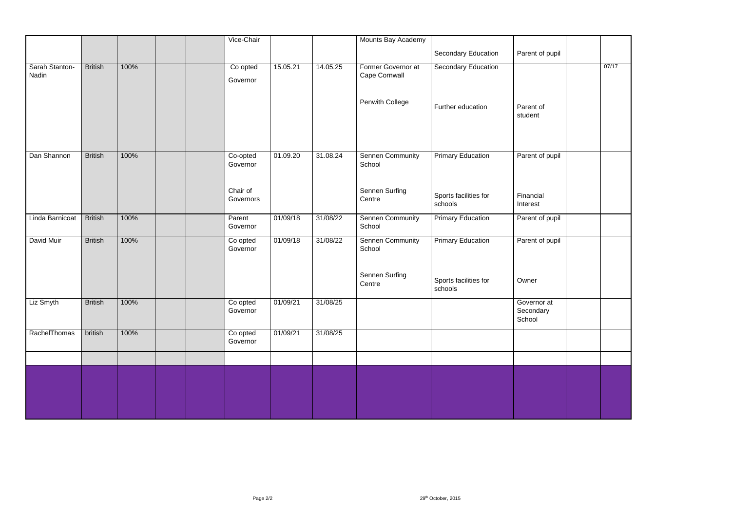| | | | | | | | | | | | | |
|---|---|---|---|---|---|---|---|---|---|---|---|---|
| | | | | | Vice-Chair | | | Mounts Bay Academy | Secondary Education | Parent of pupil | | |
| Sarah Stanton-Nadin | British | 100% | | | Co opted Governor | 15.05.21 | 14.05.25 | Former Governor at Cape Cornwall | Secondary Education | | | 07/17 |
| | | | | | | | | Penwith College | Further education | Parent of student | | |
| Dan Shannon | British | 100% | | | Co-opted Governor | 01.09.20 | 31.08.24 | Sennen Community School | Primary Education | Parent of pupil | | |
| | | | | | Chair of Governors | | | Sennen Surfing Centre | Sports facilities for schools | Financial Interest | | |
| Linda Barnicoat | British | 100% | | | Parent Governor | 01/09/18 | 31/08/22 | Sennen Community School | Primary Education | Parent of pupil | | |
| David Muir | British | 100% | | | Co opted Governor | 01/09/18 | 31/08/22 | Sennen Community School | Primary Education | Parent of pupil | | |
| | | | | | | | | Sennen Surfing Centre | Sports facilities for schools | Owner | | |
| Liz Smyth | British | 100% | | | Co opted Governor | 01/09/21 | 31/08/25 | | | Governor at Secondary School | | |
| RachelThomas | british | 100% | | | Co opted Governor | 01/09/21 | 31/08/25 | | | | | |
| | | | | | | | | | | | | |
| | | | | | | | | | | | | |

29th October, 2015